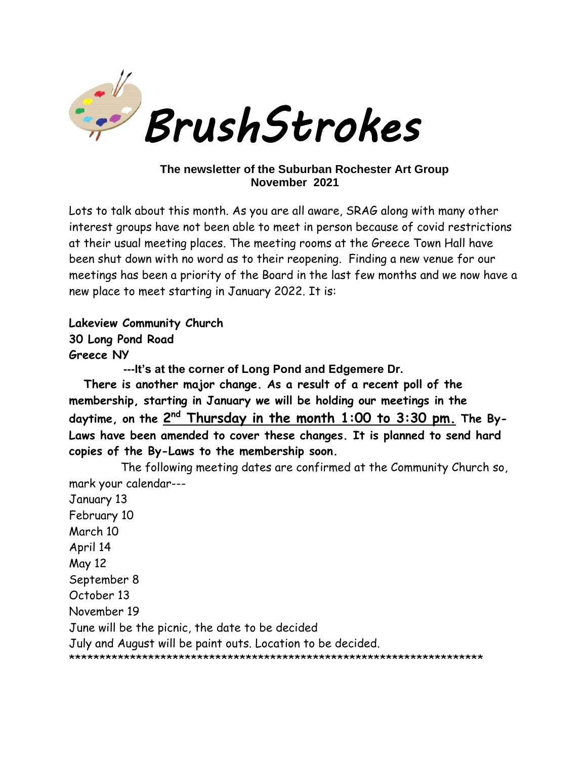# BrushStrokes

**The newsletter of the Suburban Rochester Art Group**
**November 2021**

Lots to talk about this month. As you are all aware, SRAG along with many other interest groups have not been able to meet in person because of covid restrictions at their usual meeting places. The meeting rooms at the Greece Town Hall have been shut down with no word as to their reopening. Finding a new venue for our meetings has been a priority of the Board in the last few months and we now have a new place to meet starting in January 2022. It is:

**Lakeview Community Church**
**30 Long Pond Road**
**Greece NY**

**---It's at the corner of Long Pond and Edgemere Dr.**

**There is another major change. As a result of a recent poll of the membership, starting in January we will be holding our meetings in the daytime, on the <u>2nd Thursday in the month 1:00 to 3:30 pm.</u> The By-Laws have been amended to cover these changes. It is planned to send hard copies of the By-Laws to the membership soon.**

The following meeting dates are confirmed at the Community Church so, mark your calendar---

January 13
February 10
March 10
April 14
May 12
September 8
October 13
November 19
June will be the picnic, the date to be decided
July and August will be paint outs. Location to be decided.

*******************************************************************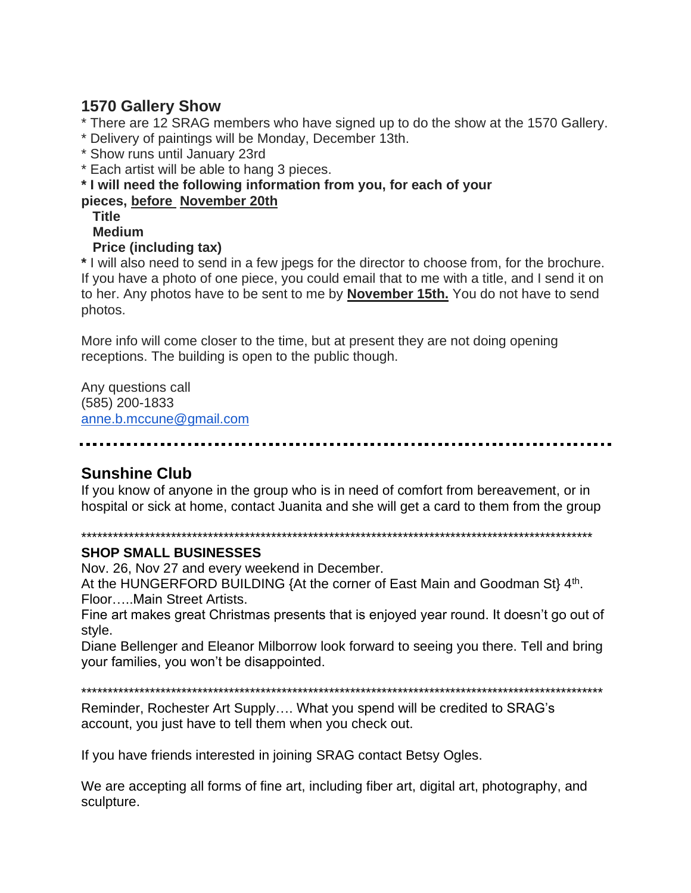## 1570 Gallery Show

* There are 12 SRAG members who have signed up to do the show at the 1570 Gallery.
* Delivery of paintings will be Monday, December 13th.
* Show runs until January 23rd
* Each artist will be able to hang 3 pieces.

**\* I will need the following information from you, for each of your pieces, <u>before</u> <u>November 20th</u>**

**Title**
**Medium**
**Price (including tax)**

**\*** I will also need to send in a few jpegs for the director to choose from, for the brochure. If you have a photo of one piece, you could email that to me with a title, and I send it on to her. Any photos have to be sent to me by **<u>November 15th.</u>** You do not have to send photos.

More info will come closer to the time, but at present they are not doing opening receptions. The building is open to the public though.

Any questions call
(585) 200-1833
anne.b.mccune@gmail.com

---

## Sunshine Club

If you know of anyone in the group who is in need of comfort from bereavement, or in hospital or sick at home, contact Juanita and she will get a card to them from the group

---

**SHOP SMALL BUSINESSES**

Nov. 26, Nov 27 and every weekend in December.
At the HUNGERFORD BUILDING {At the corner of East Main and Goodman St} 4th. Floor…..Main Street Artists.
Fine art makes great Christmas presents that is enjoyed year round. It doesn't go out of style.
Diane Bellenger and Eleanor Milborrow look forward to seeing you there. Tell and bring your families, you won't be disappointed.

---

Reminder, Rochester Art Supply…. What you spend will be credited to SRAG's account, you just have to tell them when you check out.

If you have friends interested in joining SRAG contact Betsy Ogles.

We are accepting all forms of fine art, including fiber art, digital art, photography, and sculpture.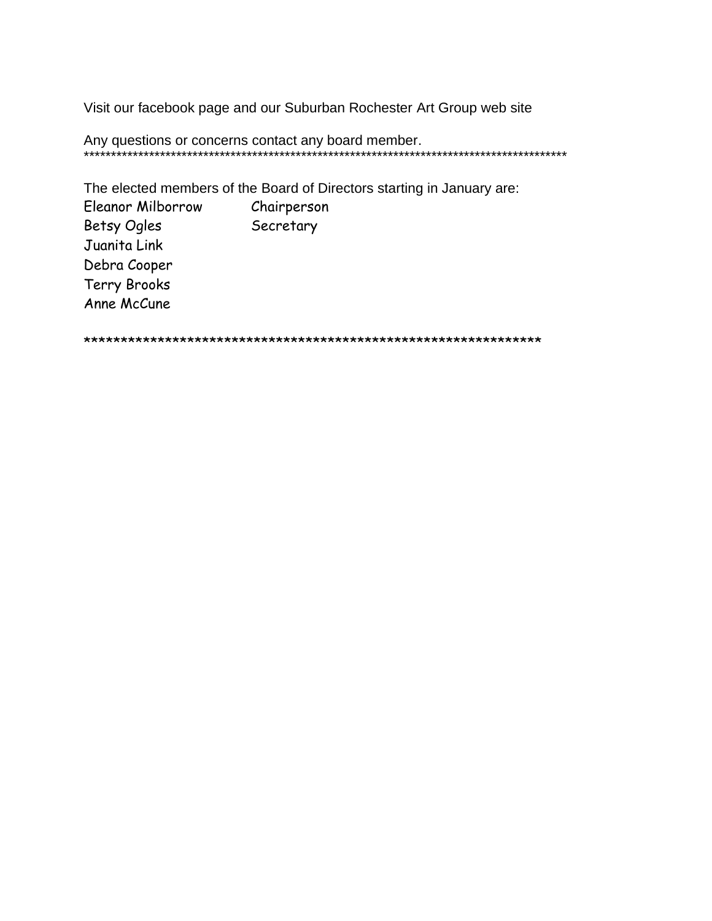Visit our facebook page and our Suburban Rochester Art Group web site

Any questions or concerns contact any board member.

*****************************************************************************************

The elected members of the Board of Directors starting in January are:

| | |
|---|---|
| Eleanor Milborrow | Chairperson |
| Betsy Ogles | Secretary |
| Juanita Link | |
| Debra Cooper | |
| Terry Brooks | |
| Anne McCune | |

**************************************************************